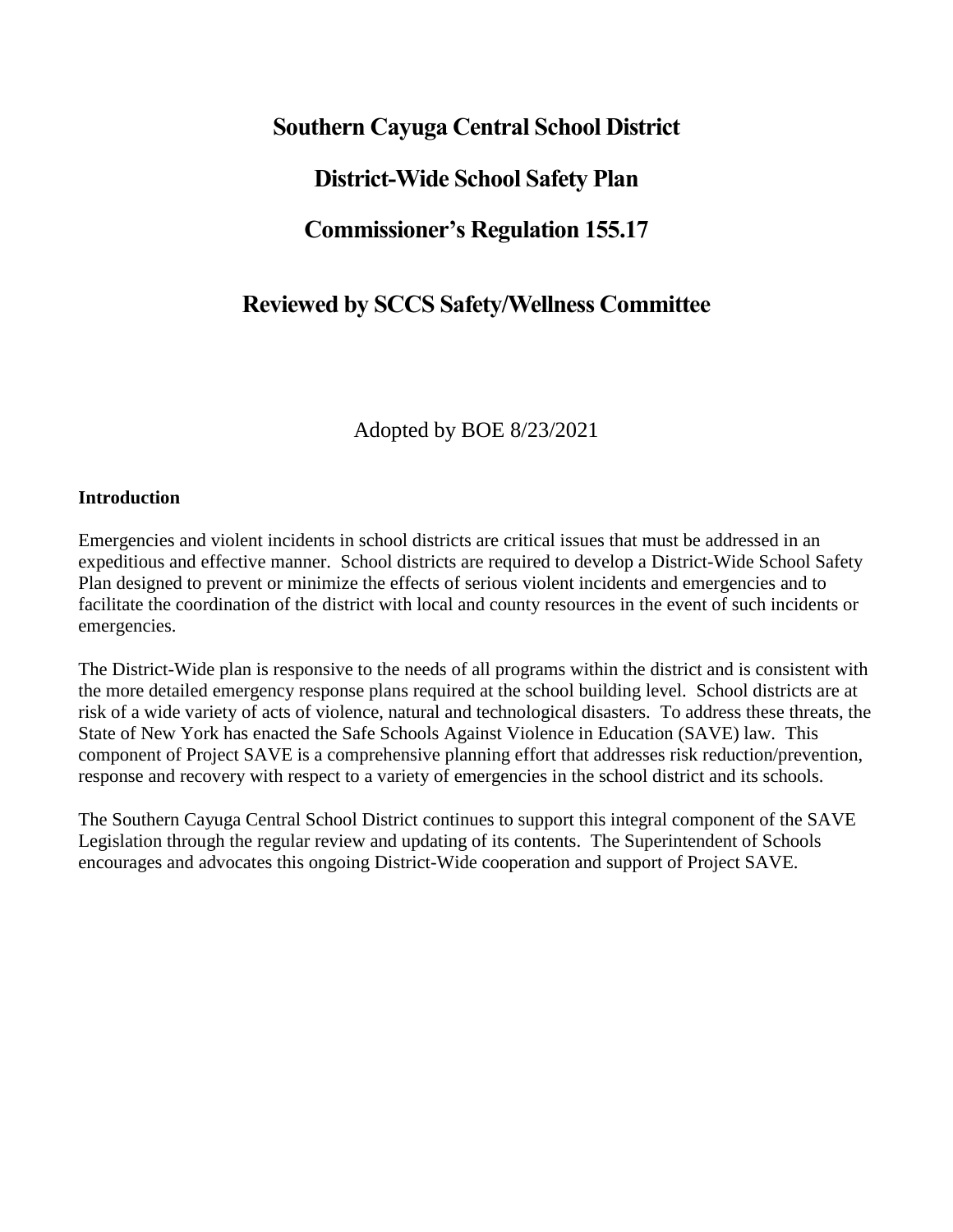# Southern Cayuga Central School District

# District-Wide School Safety Plan

# Commissioner's Regulation 155.17

## Reviewed by SCCS Safety/Wellness Committee

Adopted by BOE 8/23/2021

**Introduction**

Emergencies and violent incidents in school districts are critical issues that must be addressed in an expeditious and effective manner. School districts are required to develop a District-Wide School Safety Plan designed to prevent or minimize the effects of serious violent incidents and emergencies and to facilitate the coordination of the district with local and county resources in the event of such incidents or emergencies.

The District-Wide plan is responsive to the needs of all programs within the district and is consistent with the more detailed emergency response plans required at the school building level. School districts are at risk of a wide variety of acts of violence, natural and technological disasters. To address these threats, the State of New York has enacted the Safe Schools Against Violence in Education (SAVE) law. This component of Project SAVE is a comprehensive planning effort that addresses risk reduction/prevention, response and recovery with respect to a variety of emergencies in the school district and its schools.

The Southern Cayuga Central School District continues to support this integral component of the SAVE Legislation through the regular review and updating of its contents. The Superintendent of Schools encourages and advocates this ongoing District-Wide cooperation and support of Project SAVE.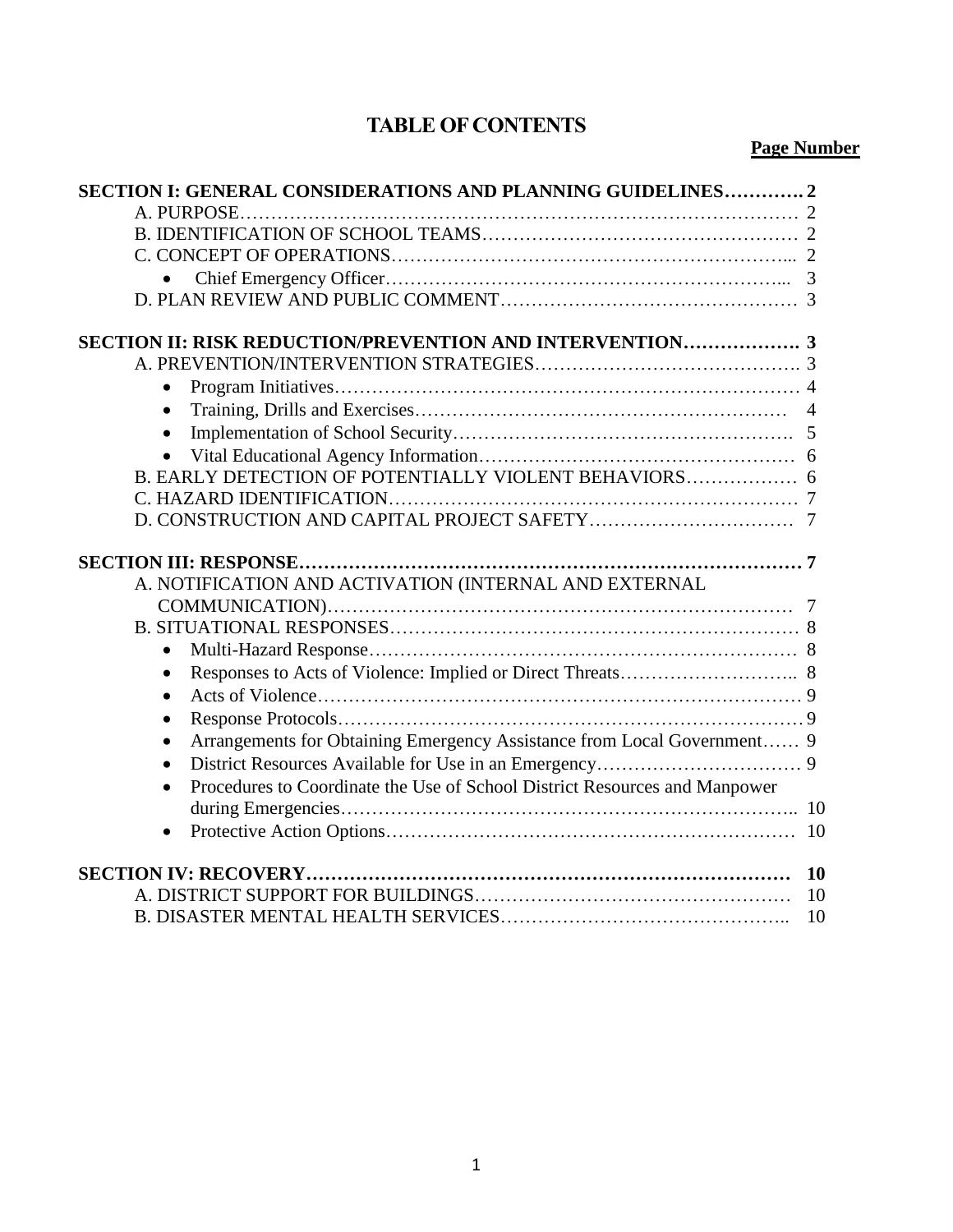# TABLE OF CONTENTS

| | Page Number |
|---|---|
| **SECTION I: GENERAL CONSIDERATIONS AND PLANNING GUIDELINES** | **2** |
| A. PURPOSE | 2 |
| B. IDENTIFICATION OF SCHOOL TEAMS | 2 |
| C. CONCEPT OF OPERATIONS | 2 |
| • Chief Emergency Officer | 3 |
| D. PLAN REVIEW AND PUBLIC COMMENT | 3 |
| **SECTION II: RISK REDUCTION/PREVENTION AND INTERVENTION** | **3** |
| A. PREVENTION/INTERVENTION STRATEGIES | 3 |
| • Program Initiatives | 4 |
| • Training, Drills and Exercises | 4 |
| • Implementation of School Security | 5 |
| • Vital Educational Agency Information | 6 |
| B. EARLY DETECTION OF POTENTIALLY VIOLENT BEHAVIORS | 6 |
| C. HAZARD IDENTIFICATION | 7 |
| D. CONSTRUCTION AND CAPITAL PROJECT SAFETY | 7 |
| **SECTION III: RESPONSE** | **7** |
| A. NOTIFICATION AND ACTIVATION (INTERNAL AND EXTERNAL COMMUNICATION) | 7 |
| B. SITUATIONAL RESPONSES | 8 |
| • Multi-Hazard Response | 8 |
| • Responses to Acts of Violence: Implied or Direct Threats | 8 |
| • Acts of Violence | 9 |
| • Response Protocols | 9 |
| • Arrangements for Obtaining Emergency Assistance from Local Government | 9 |
| • District Resources Available for Use in an Emergency | 9 |
| • Procedures to Coordinate the Use of School District Resources and Manpower during Emergencies | 10 |
| • Protective Action Options | 10 |
| **SECTION IV: RECOVERY** | **10** |
| A. DISTRICT SUPPORT FOR BUILDINGS | 10 |
| B. DISASTER MENTAL HEALTH SERVICES | 10 |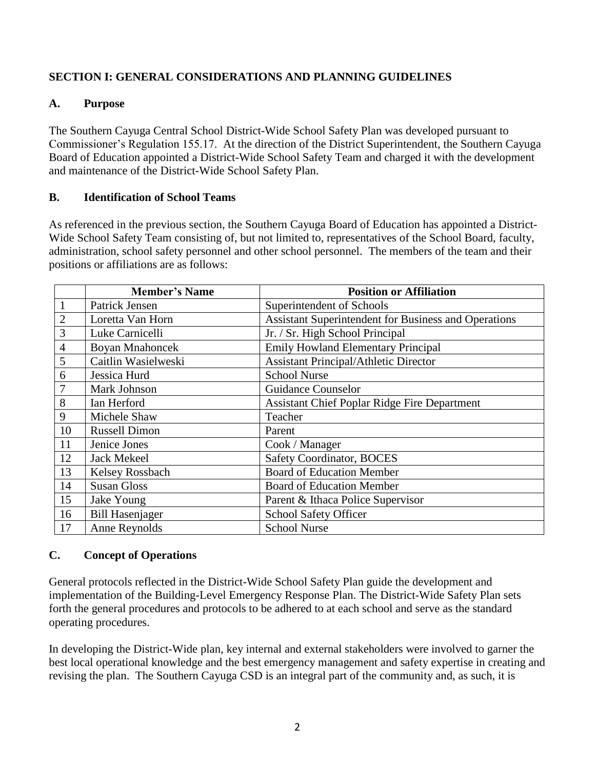## SECTION I: GENERAL CONSIDERATIONS AND PLANNING GUIDELINES

### A. Purpose

The Southern Cayuga Central School District-Wide School Safety Plan was developed pursuant to Commissioner's Regulation 155.17. At the direction of the District Superintendent, the Southern Cayuga Board of Education appointed a District-Wide School Safety Team and charged it with the development and maintenance of the District-Wide School Safety Plan.

### B. Identification of School Teams

As referenced in the previous section, the Southern Cayuga Board of Education has appointed a District-Wide School Safety Team consisting of, but not limited to, representatives of the School Board, faculty, administration, school safety personnel and other school personnel. The members of the team and their positions or affiliations are as follows:

| | Member's Name | Position or Affiliation |
|---|---|---|
| 1 | Patrick Jensen | Superintendent of Schools |
| 2 | Loretta Van Horn | Assistant Superintendent for Business and Operations |
| 3 | Luke Carnicelli | Jr. / Sr. High School Principal |
| 4 | Boyan Mnahoncek | Emily Howland Elementary Principal |
| 5 | Caitlin Wasielweski | Assistant Principal/Athletic Director |
| 6 | Jessica Hurd | School Nurse |
| 7 | Mark Johnson | Guidance Counselor |
| 8 | Ian Herford | Assistant Chief Poplar Ridge Fire Department |
| 9 | Michele Shaw | Teacher |
| 10 | Russell Dimon | Parent |
| 11 | Jenice Jones | Cook / Manager |
| 12 | Jack Mekeel | Safety Coordinator, BOCES |
| 13 | Kelsey Rossbach | Board of Education Member |
| 14 | Susan Gloss | Board of Education Member |
| 15 | Jake Young | Parent & Ithaca Police Supervisor |
| 16 | Bill Hasenjager | School Safety Officer |
| 17 | Anne Reynolds | School Nurse |

### C. Concept of Operations

General protocols reflected in the District-Wide School Safety Plan guide the development and implementation of the Building-Level Emergency Response Plan. The District-Wide Safety Plan sets forth the general procedures and protocols to be adhered to at each school and serve as the standard operating procedures.

In developing the District-Wide plan, key internal and external stakeholders were involved to garner the best local operational knowledge and the best emergency management and safety expertise in creating and revising the plan. The Southern Cayuga CSD is an integral part of the community and, as such, it is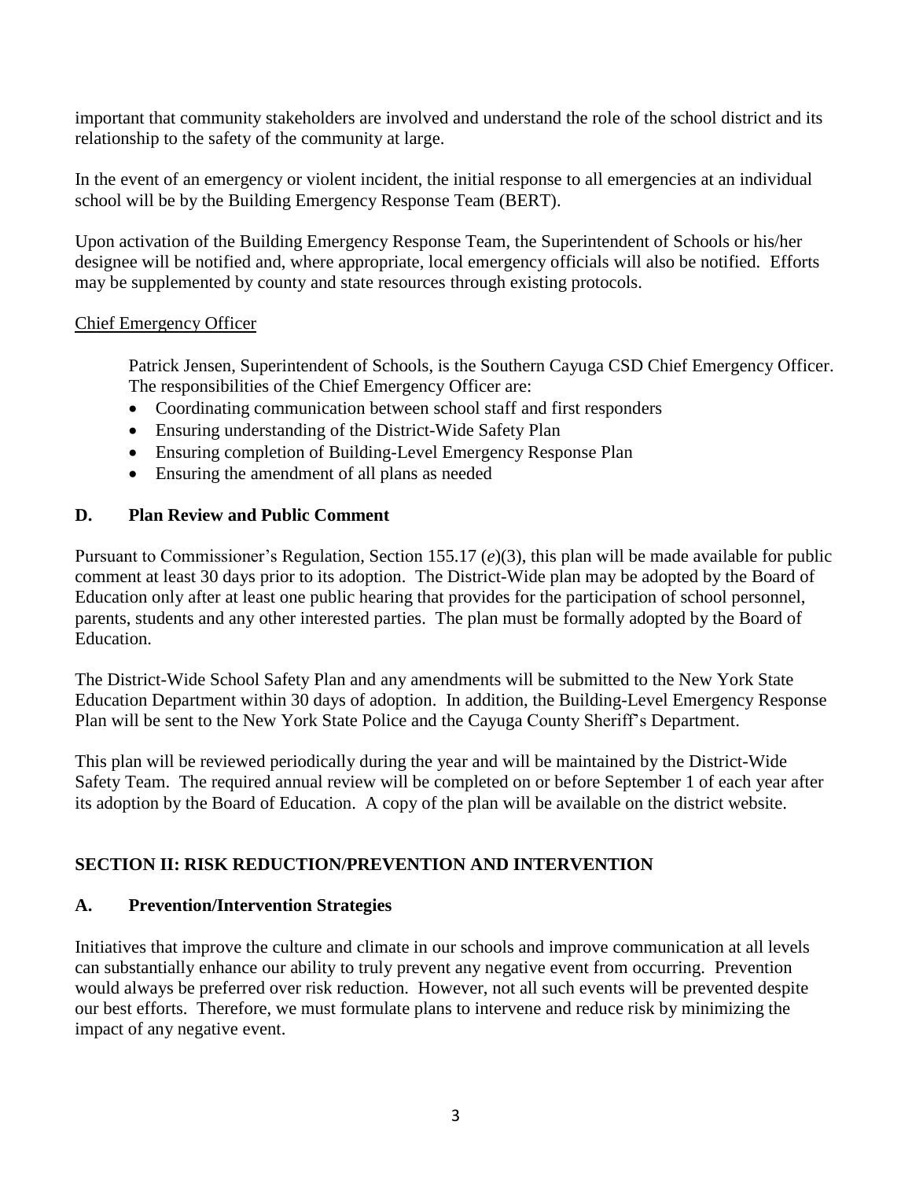important that community stakeholders are involved and understand the role of the school district and its relationship to the safety of the community at large.

In the event of an emergency or violent incident, the initial response to all emergencies at an individual school will be by the Building Emergency Response Team (BERT).

Upon activation of the Building Emergency Response Team, the Superintendent of Schools or his/her designee will be notified and, where appropriate, local emergency officials will also be notified. Efforts may be supplemented by county and state resources through existing protocols.

<u>Chief Emergency Officer</u>

Patrick Jensen, Superintendent of Schools, is the Southern Cayuga CSD Chief Emergency Officer. The responsibilities of the Chief Emergency Officer are:

- Coordinating communication between school staff and first responders
- Ensuring understanding of the District-Wide Safety Plan
- Ensuring completion of Building-Level Emergency Response Plan
- Ensuring the amendment of all plans as needed

### D. Plan Review and Public Comment

Pursuant to Commissioner's Regulation, Section 155.17 (*e*)(3), this plan will be made available for public comment at least 30 days prior to its adoption. The District-Wide plan may be adopted by the Board of Education only after at least one public hearing that provides for the participation of school personnel, parents, students and any other interested parties. The plan must be formally adopted by the Board of Education.

The District-Wide School Safety Plan and any amendments will be submitted to the New York State Education Department within 30 days of adoption. In addition, the Building-Level Emergency Response Plan will be sent to the New York State Police and the Cayuga County Sheriff's Department.

This plan will be reviewed periodically during the year and will be maintained by the District-Wide Safety Team. The required annual review will be completed on or before September 1 of each year after its adoption by the Board of Education. A copy of the plan will be available on the district website.

## SECTION II: RISK REDUCTION/PREVENTION AND INTERVENTION

### A. Prevention/Intervention Strategies

Initiatives that improve the culture and climate in our schools and improve communication at all levels can substantially enhance our ability to truly prevent any negative event from occurring. Prevention would always be preferred over risk reduction. However, not all such events will be prevented despite our best efforts. Therefore, we must formulate plans to intervene and reduce risk by minimizing the impact of any negative event.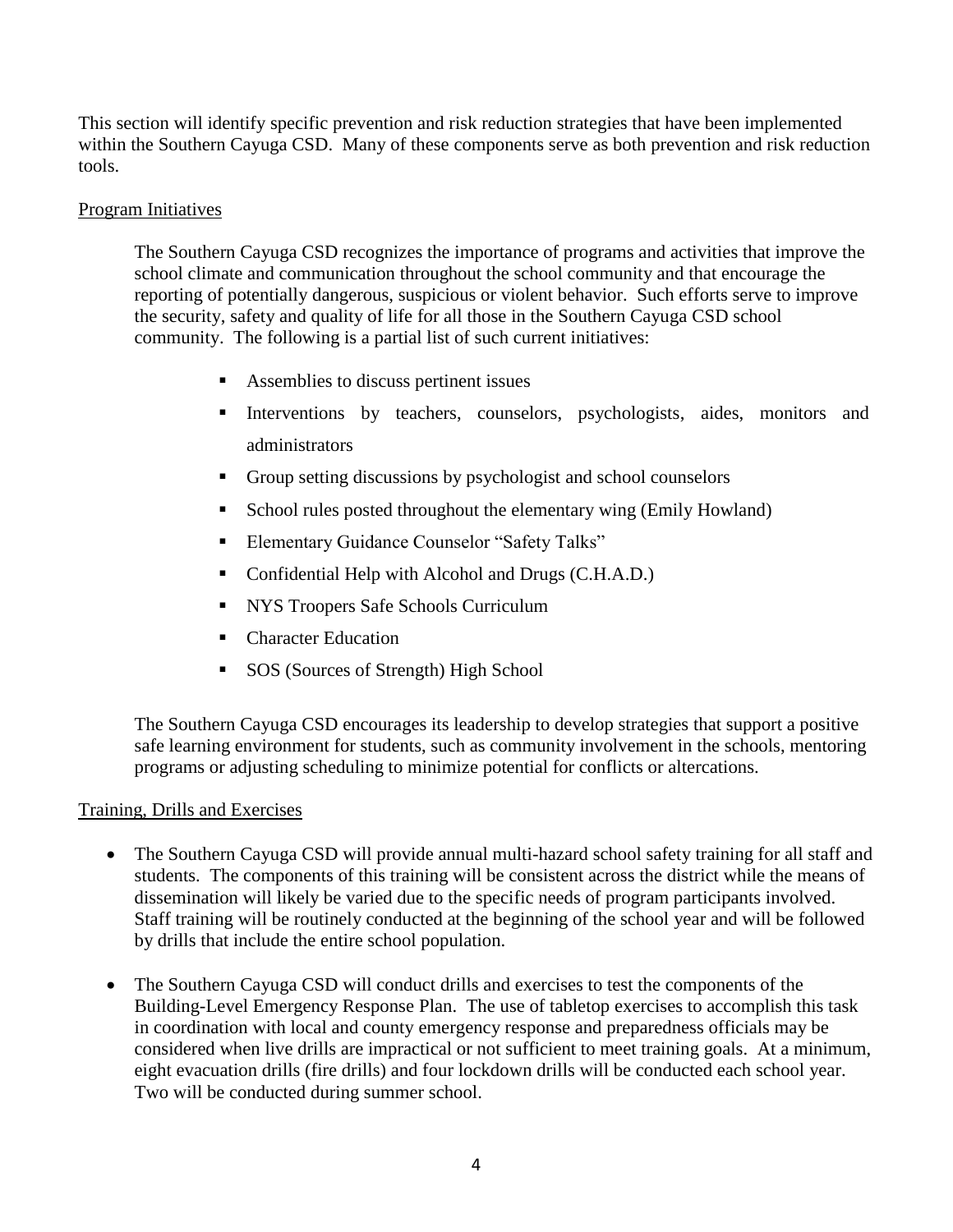This section will identify specific prevention and risk reduction strategies that have been implemented within the Southern Cayuga CSD. Many of these components serve as both prevention and risk reduction tools.

Program Initiatives

The Southern Cayuga CSD recognizes the importance of programs and activities that improve the school climate and communication throughout the school community and that encourage the reporting of potentially dangerous, suspicious or violent behavior. Such efforts serve to improve the security, safety and quality of life for all those in the Southern Cayuga CSD school community. The following is a partial list of such current initiatives:

- Assemblies to discuss pertinent issues
- Interventions by teachers, counselors, psychologists, aides, monitors and administrators
- Group setting discussions by psychologist and school counselors
- School rules posted throughout the elementary wing (Emily Howland)
- Elementary Guidance Counselor "Safety Talks"
- Confidential Help with Alcohol and Drugs (C.H.A.D.)
- NYS Troopers Safe Schools Curriculum
- Character Education
- SOS (Sources of Strength) High School

The Southern Cayuga CSD encourages its leadership to develop strategies that support a positive safe learning environment for students, such as community involvement in the schools, mentoring programs or adjusting scheduling to minimize potential for conflicts or altercations.

Training, Drills and Exercises

- The Southern Cayuga CSD will provide annual multi-hazard school safety training for all staff and students. The components of this training will be consistent across the district while the means of dissemination will likely be varied due to the specific needs of program participants involved. Staff training will be routinely conducted at the beginning of the school year and will be followed by drills that include the entire school population.
- The Southern Cayuga CSD will conduct drills and exercises to test the components of the Building-Level Emergency Response Plan. The use of tabletop exercises to accomplish this task in coordination with local and county emergency response and preparedness officials may be considered when live drills are impractical or not sufficient to meet training goals. At a minimum, eight evacuation drills (fire drills) and four lockdown drills will be conducted each school year. Two will be conducted during summer school.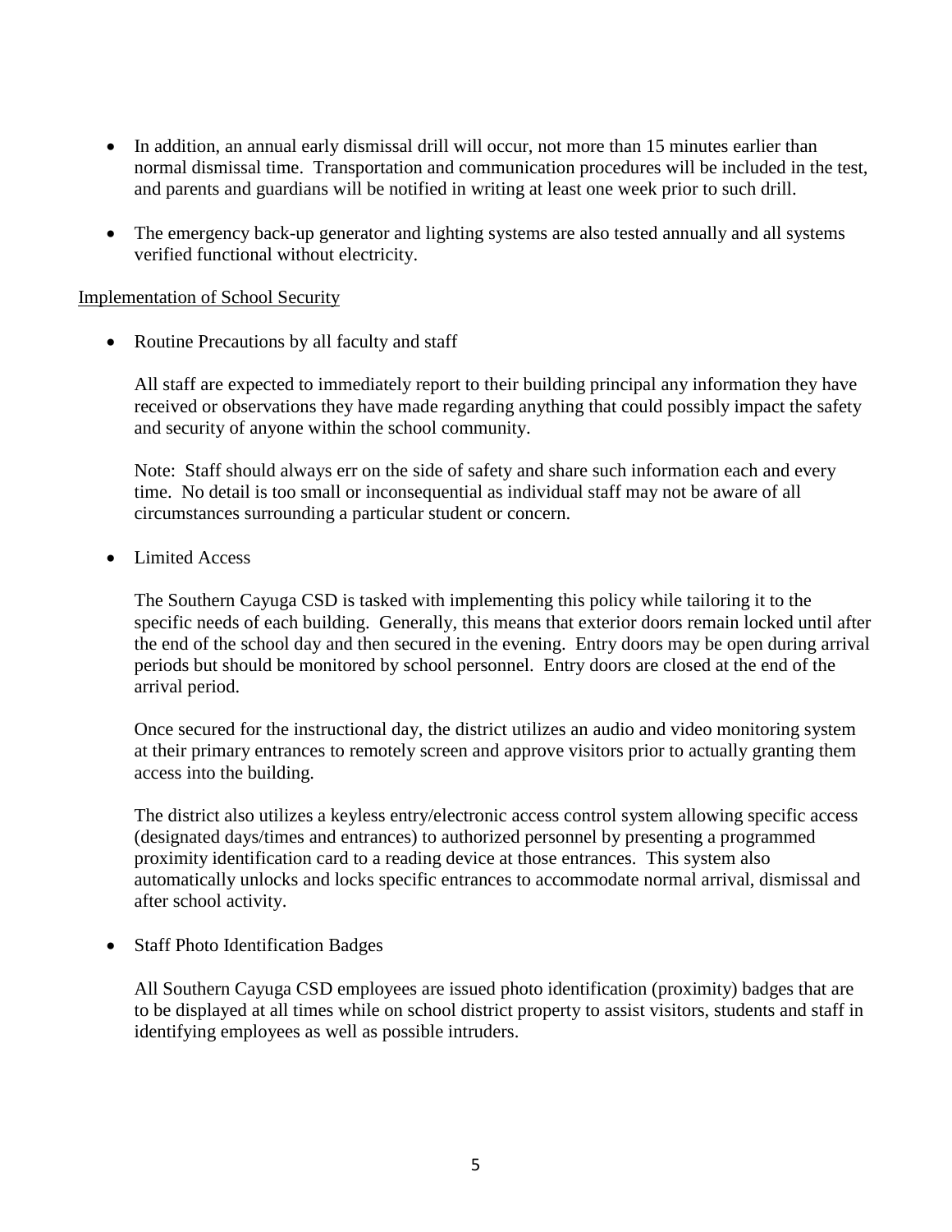- In addition, an annual early dismissal drill will occur, not more than 15 minutes earlier than normal dismissal time. Transportation and communication procedures will be included in the test, and parents and guardians will be notified in writing at least one week prior to such drill.

- The emergency back-up generator and lighting systems are also tested annually and all systems verified functional without electricity.

<u>Implementation of School Security</u>

- Routine Precautions by all faculty and staff

  All staff are expected to immediately report to their building principal any information they have received or observations they have made regarding anything that could possibly impact the safety and security of anyone within the school community.

  Note: Staff should always err on the side of safety and share such information each and every time. No detail is too small or inconsequential as individual staff may not be aware of all circumstances surrounding a particular student or concern.

- Limited Access

  The Southern Cayuga CSD is tasked with implementing this policy while tailoring it to the specific needs of each building. Generally, this means that exterior doors remain locked until after the end of the school day and then secured in the evening. Entry doors may be open during arrival periods but should be monitored by school personnel. Entry doors are closed at the end of the arrival period.

  Once secured for the instructional day, the district utilizes an audio and video monitoring system at their primary entrances to remotely screen and approve visitors prior to actually granting them access into the building.

  The district also utilizes a keyless entry/electronic access control system allowing specific access (designated days/times and entrances) to authorized personnel by presenting a programmed proximity identification card to a reading device at those entrances. This system also automatically unlocks and locks specific entrances to accommodate normal arrival, dismissal and after school activity.

- Staff Photo Identification Badges

  All Southern Cayuga CSD employees are issued photo identification (proximity) badges that are to be displayed at all times while on school district property to assist visitors, students and staff in identifying employees as well as possible intruders.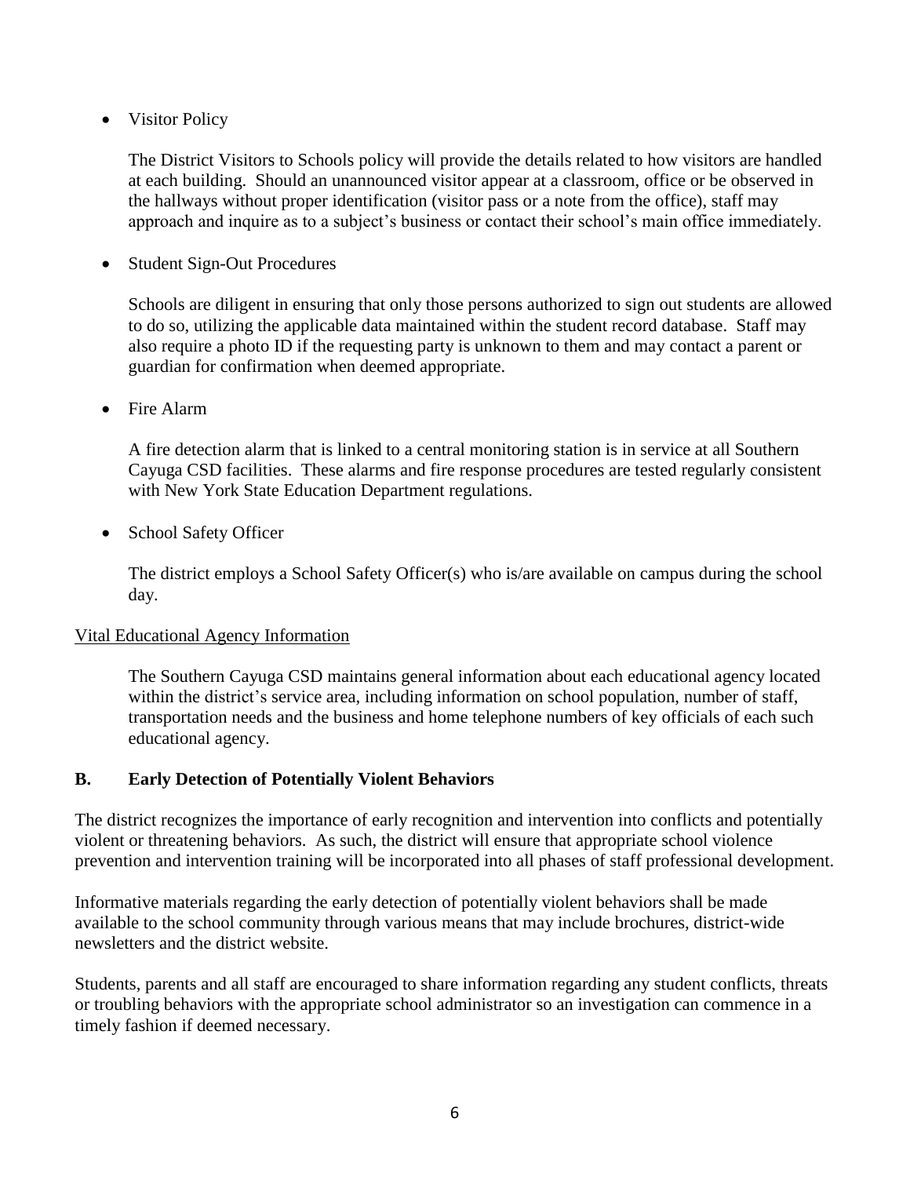- Visitor Policy

  The District Visitors to Schools policy will provide the details related to how visitors are handled at each building. Should an unannounced visitor appear at a classroom, office or be observed in the hallways without proper identification (visitor pass or a note from the office), staff may approach and inquire as to a subject's business or contact their school's main office immediately.

- Student Sign-Out Procedures

  Schools are diligent in ensuring that only those persons authorized to sign out students are allowed to do so, utilizing the applicable data maintained within the student record database. Staff may also require a photo ID if the requesting party is unknown to them and may contact a parent or guardian for confirmation when deemed appropriate.

- Fire Alarm

  A fire detection alarm that is linked to a central monitoring station is in service at all Southern Cayuga CSD facilities. These alarms and fire response procedures are tested regularly consistent with New York State Education Department regulations.

- School Safety Officer

  The district employs a School Safety Officer(s) who is/are available on campus during the school day.

<u>Vital Educational Agency Information</u>

The Southern Cayuga CSD maintains general information about each educational agency located within the district's service area, including information on school population, number of staff, transportation needs and the business and home telephone numbers of key officials of each such educational agency.

## B. Early Detection of Potentially Violent Behaviors

The district recognizes the importance of early recognition and intervention into conflicts and potentially violent or threatening behaviors. As such, the district will ensure that appropriate school violence prevention and intervention training will be incorporated into all phases of staff professional development.

Informative materials regarding the early detection of potentially violent behaviors shall be made available to the school community through various means that may include brochures, district-wide newsletters and the district website.

Students, parents and all staff are encouraged to share information regarding any student conflicts, threats or troubling behaviors with the appropriate school administrator so an investigation can commence in a timely fashion if deemed necessary.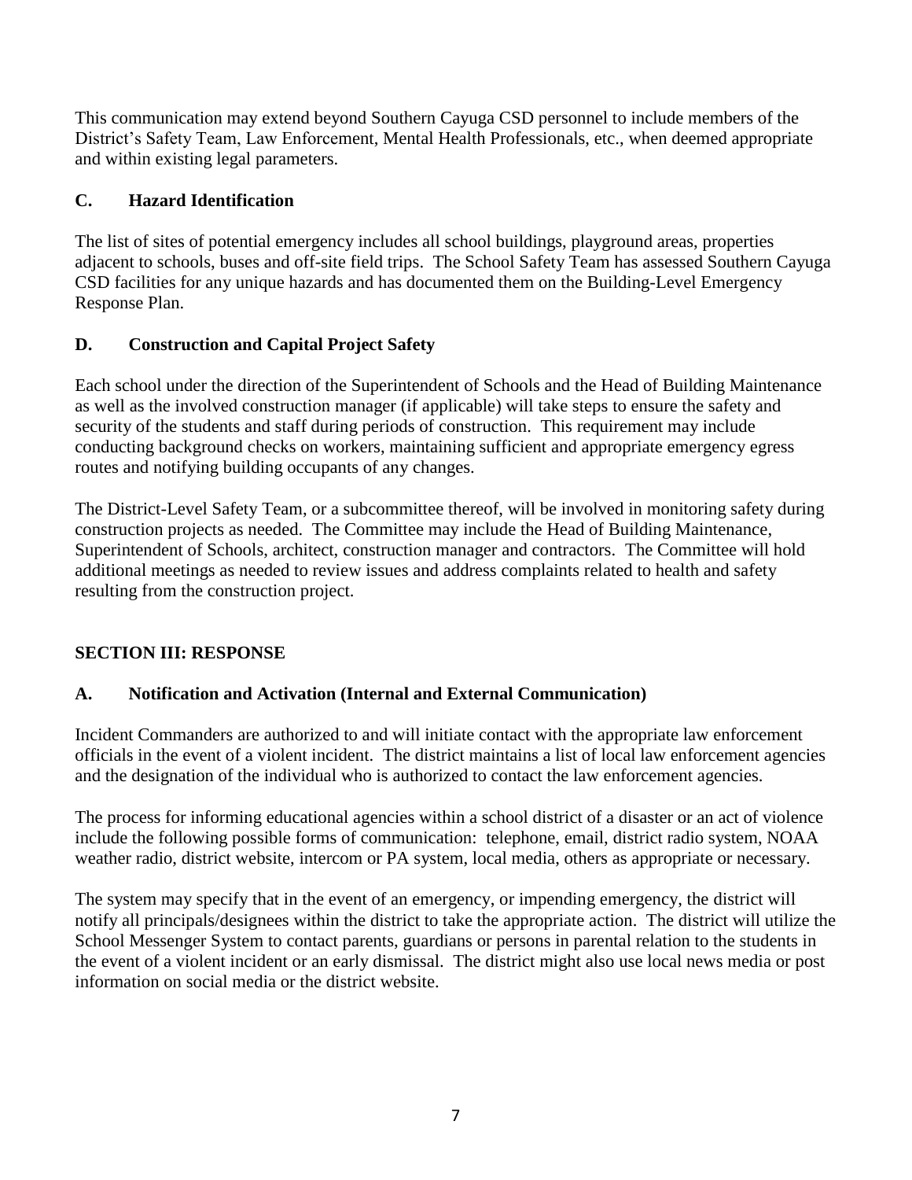This communication may extend beyond Southern Cayuga CSD personnel to include members of the District's Safety Team, Law Enforcement, Mental Health Professionals, etc., when deemed appropriate and within existing legal parameters.

### C. Hazard Identification

The list of sites of potential emergency includes all school buildings, playground areas, properties adjacent to schools, buses and off-site field trips. The School Safety Team has assessed Southern Cayuga CSD facilities for any unique hazards and has documented them on the Building-Level Emergency Response Plan.

### D. Construction and Capital Project Safety

Each school under the direction of the Superintendent of Schools and the Head of Building Maintenance as well as the involved construction manager (if applicable) will take steps to ensure the safety and security of the students and staff during periods of construction. This requirement may include conducting background checks on workers, maintaining sufficient and appropriate emergency egress routes and notifying building occupants of any changes.

The District-Level Safety Team, or a subcommittee thereof, will be involved in monitoring safety during construction projects as needed. The Committee may include the Head of Building Maintenance, Superintendent of Schools, architect, construction manager and contractors. The Committee will hold additional meetings as needed to review issues and address complaints related to health and safety resulting from the construction project.

## SECTION III: RESPONSE

### A. Notification and Activation (Internal and External Communication)

Incident Commanders are authorized to and will initiate contact with the appropriate law enforcement officials in the event of a violent incident. The district maintains a list of local law enforcement agencies and the designation of the individual who is authorized to contact the law enforcement agencies.

The process for informing educational agencies within a school district of a disaster or an act of violence include the following possible forms of communication: telephone, email, district radio system, NOAA weather radio, district website, intercom or PA system, local media, others as appropriate or necessary.

The system may specify that in the event of an emergency, or impending emergency, the district will notify all principals/designees within the district to take the appropriate action. The district will utilize the School Messenger System to contact parents, guardians or persons in parental relation to the students in the event of a violent incident or an early dismissal. The district might also use local news media or post information on social media or the district website.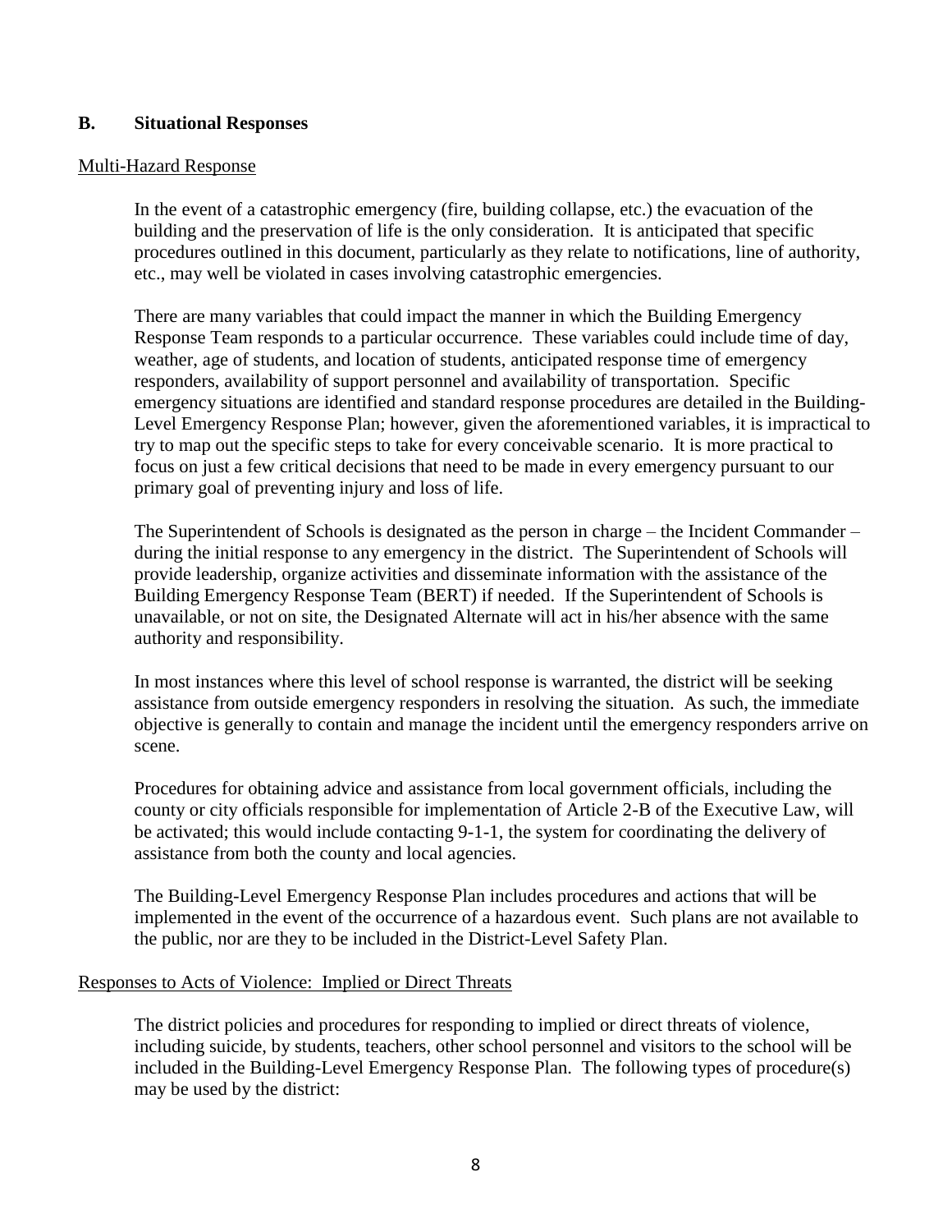## B. Situational Responses

Multi-Hazard Response

In the event of a catastrophic emergency (fire, building collapse, etc.) the evacuation of the building and the preservation of life is the only consideration. It is anticipated that specific procedures outlined in this document, particularly as they relate to notifications, line of authority, etc., may well be violated in cases involving catastrophic emergencies.

There are many variables that could impact the manner in which the Building Emergency Response Team responds to a particular occurrence. These variables could include time of day, weather, age of students, and location of students, anticipated response time of emergency responders, availability of support personnel and availability of transportation. Specific emergency situations are identified and standard response procedures are detailed in the Building-Level Emergency Response Plan; however, given the aforementioned variables, it is impractical to try to map out the specific steps to take for every conceivable scenario. It is more practical to focus on just a few critical decisions that need to be made in every emergency pursuant to our primary goal of preventing injury and loss of life.

The Superintendent of Schools is designated as the person in charge – the Incident Commander – during the initial response to any emergency in the district. The Superintendent of Schools will provide leadership, organize activities and disseminate information with the assistance of the Building Emergency Response Team (BERT) if needed. If the Superintendent of Schools is unavailable, or not on site, the Designated Alternate will act in his/her absence with the same authority and responsibility.

In most instances where this level of school response is warranted, the district will be seeking assistance from outside emergency responders in resolving the situation. As such, the immediate objective is generally to contain and manage the incident until the emergency responders arrive on scene.

Procedures for obtaining advice and assistance from local government officials, including the county or city officials responsible for implementation of Article 2-B of the Executive Law, will be activated; this would include contacting 9-1-1, the system for coordinating the delivery of assistance from both the county and local agencies.

The Building-Level Emergency Response Plan includes procedures and actions that will be implemented in the event of the occurrence of a hazardous event. Such plans are not available to the public, nor are they to be included in the District-Level Safety Plan.

Responses to Acts of Violence: Implied or Direct Threats

The district policies and procedures for responding to implied or direct threats of violence, including suicide, by students, teachers, other school personnel and visitors to the school will be included in the Building-Level Emergency Response Plan. The following types of procedure(s) may be used by the district: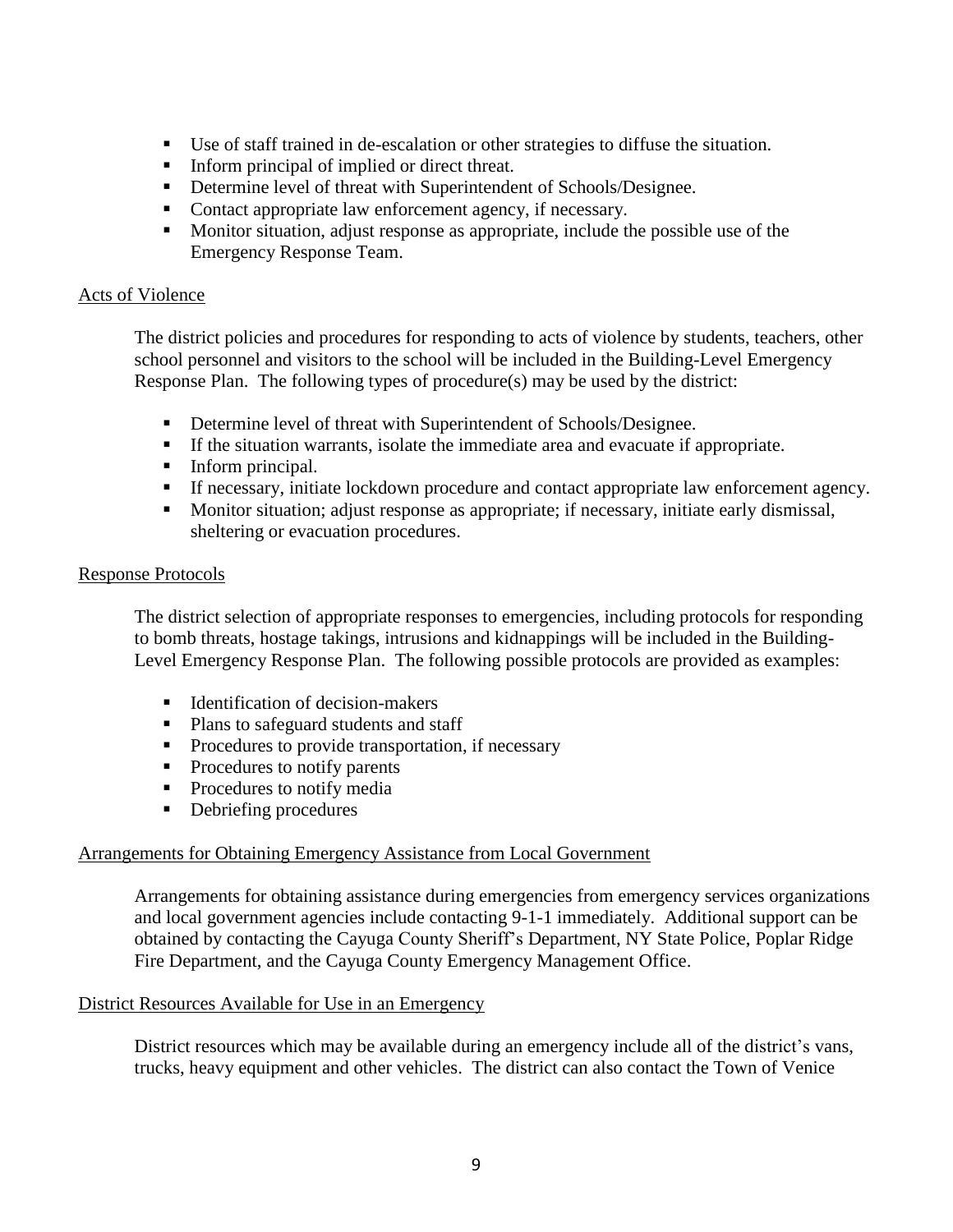- Use of staff trained in de-escalation or other strategies to diffuse the situation.
- Inform principal of implied or direct threat.
- Determine level of threat with Superintendent of Schools/Designee.
- Contact appropriate law enforcement agency, if necessary.
- Monitor situation, adjust response as appropriate, include the possible use of the Emergency Response Team.

## Acts of Violence

The district policies and procedures for responding to acts of violence by students, teachers, other school personnel and visitors to the school will be included in the Building-Level Emergency Response Plan. The following types of procedure(s) may be used by the district:

- Determine level of threat with Superintendent of Schools/Designee.
- If the situation warrants, isolate the immediate area and evacuate if appropriate.
- Inform principal.
- If necessary, initiate lockdown procedure and contact appropriate law enforcement agency.
- Monitor situation; adjust response as appropriate; if necessary, initiate early dismissal, sheltering or evacuation procedures.

## Response Protocols

The district selection of appropriate responses to emergencies, including protocols for responding to bomb threats, hostage takings, intrusions and kidnappings will be included in the Building-Level Emergency Response Plan. The following possible protocols are provided as examples:

- Identification of decision-makers
- Plans to safeguard students and staff
- Procedures to provide transportation, if necessary
- Procedures to notify parents
- Procedures to notify media
- Debriefing procedures

## Arrangements for Obtaining Emergency Assistance from Local Government

Arrangements for obtaining assistance during emergencies from emergency services organizations and local government agencies include contacting 9-1-1 immediately. Additional support can be obtained by contacting the Cayuga County Sheriff's Department, NY State Police, Poplar Ridge Fire Department, and the Cayuga County Emergency Management Office.

## District Resources Available for Use in an Emergency

District resources which may be available during an emergency include all of the district's vans, trucks, heavy equipment and other vehicles. The district can also contact the Town of Venice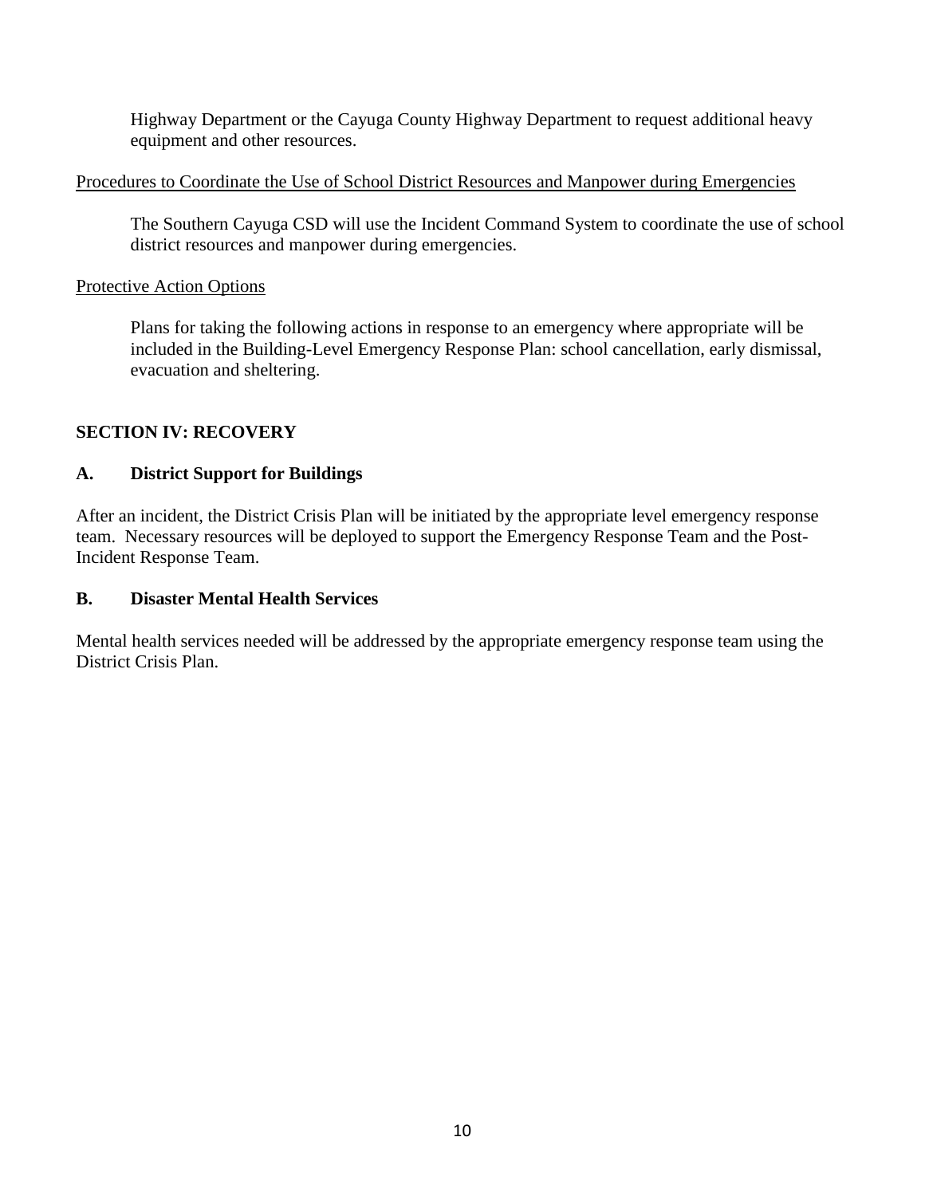Highway Department or the Cayuga County Highway Department to request additional heavy equipment and other resources.

Procedures to Coordinate the Use of School District Resources and Manpower during Emergencies

The Southern Cayuga CSD will use the Incident Command System to coordinate the use of school district resources and manpower during emergencies.

Protective Action Options

Plans for taking the following actions in response to an emergency where appropriate will be included in the Building-Level Emergency Response Plan: school cancellation, early dismissal, evacuation and sheltering.

## SECTION IV: RECOVERY

### A. District Support for Buildings

After an incident, the District Crisis Plan will be initiated by the appropriate level emergency response team. Necessary resources will be deployed to support the Emergency Response Team and the Post-Incident Response Team.

### B. Disaster Mental Health Services

Mental health services needed will be addressed by the appropriate emergency response team using the District Crisis Plan.